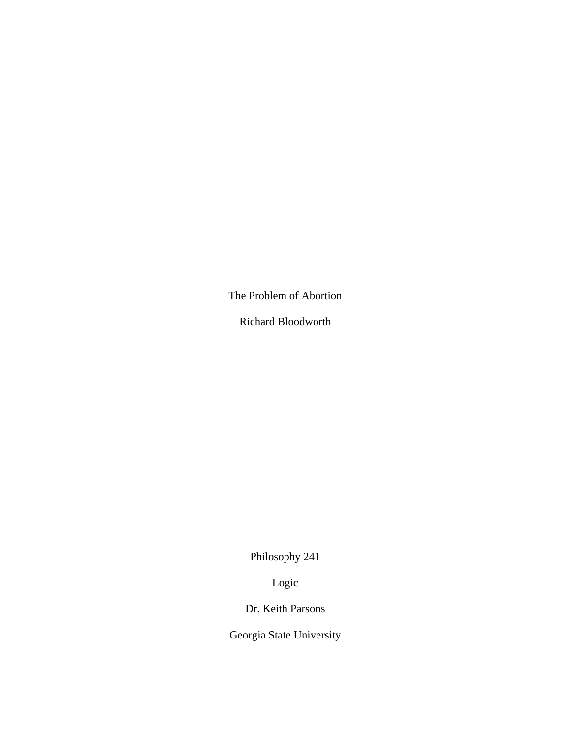The Problem of Abortion

Richard Bloodworth

Philosophy 241

Logic

Dr. Keith Parsons

Georgia State University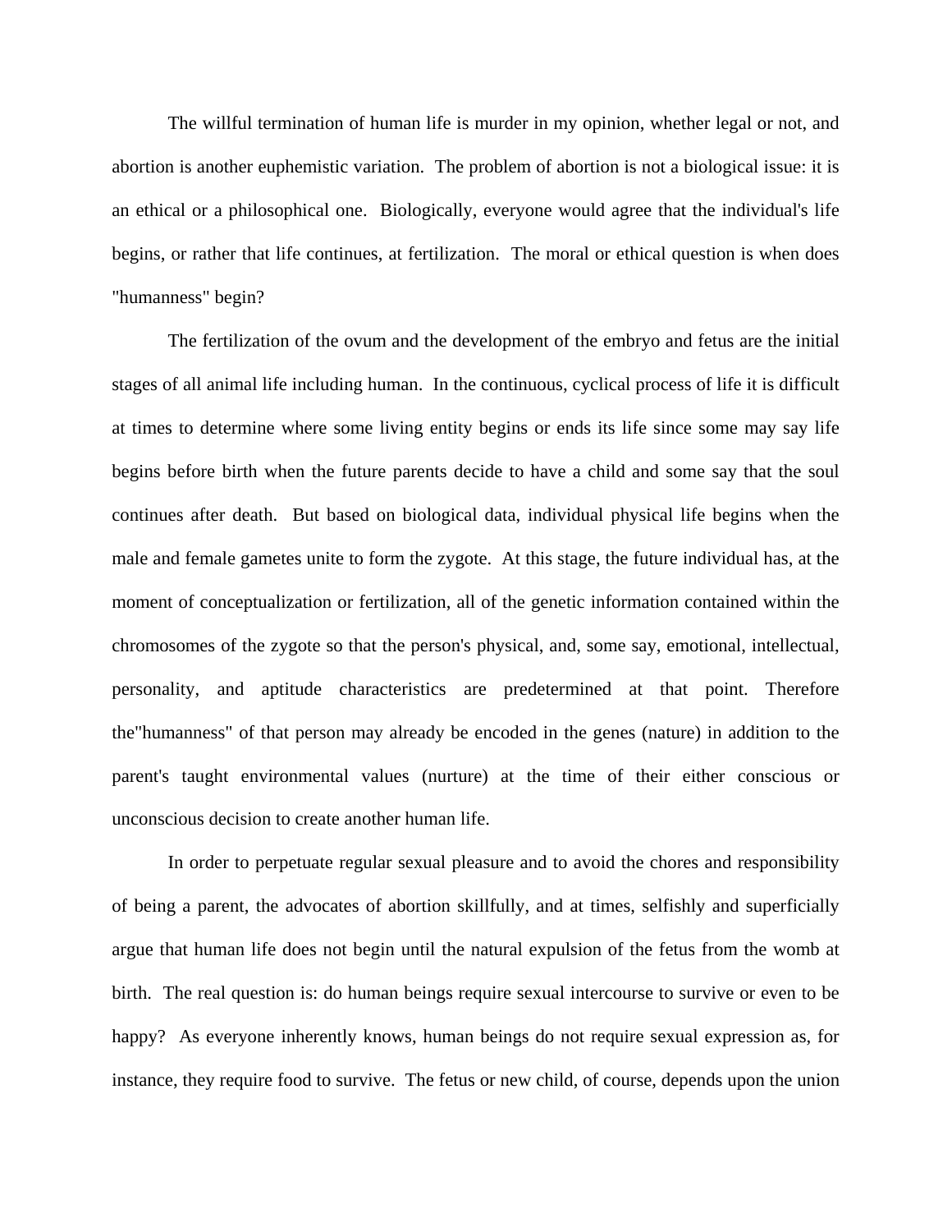The willful termination of human life is murder in my opinion, whether legal or not, and abortion is another euphemistic variation. The problem of abortion is not a biological issue: it is an ethical or a philosophical one. Biologically, everyone would agree that the individual's life begins, or rather that life continues, at fertilization. The moral or ethical question is when does "humanness" begin?

The fertilization of the ovum and the development of the embryo and fetus are the initial stages of all animal life including human. In the continuous, cyclical process of life it is difficult at times to determine where some living entity begins or ends its life since some may say life begins before birth when the future parents decide to have a child and some say that the soul continues after death. But based on biological data, individual physical life begins when the male and female gametes unite to form the zygote. At this stage, the future individual has, at the moment of conceptualization or fertilization, all of the genetic information contained within the chromosomes of the zygote so that the person's physical, and, some say, emotional, intellectual, personality, and aptitude characteristics are predetermined at that point. Therefore the"humanness" of that person may already be encoded in the genes (nature) in addition to the parent's taught environmental values (nurture) at the time of their either conscious or unconscious decision to create another human life.

In order to perpetuate regular sexual pleasure and to avoid the chores and responsibility of being a parent, the advocates of abortion skillfully, and at times, selfishly and superficially argue that human life does not begin until the natural expulsion of the fetus from the womb at birth. The real question is: do human beings require sexual intercourse to survive or even to be happy? As everyone inherently knows, human beings do not require sexual expression as, for instance, they require food to survive. The fetus or new child, of course, depends upon the union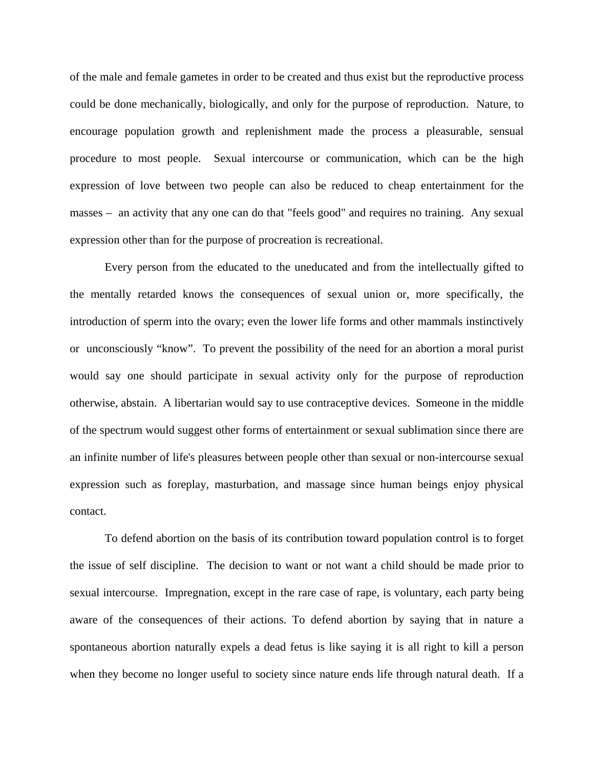of the male and female gametes in order to be created and thus exist but the reproductive process could be done mechanically, biologically, and only for the purpose of reproduction. Nature, to encourage population growth and replenishment made the process a pleasurable, sensual procedure to most people. Sexual intercourse or communication, which can be the high expression of love between two people can also be reduced to cheap entertainment for the masses – an activity that any one can do that "feels good" and requires no training. Any sexual expression other than for the purpose of procreation is recreational.

Every person from the educated to the uneducated and from the intellectually gifted to the mentally retarded knows the consequences of sexual union or, more specifically, the introduction of sperm into the ovary; even the lower life forms and other mammals instinctively or unconsciously "know". To prevent the possibility of the need for an abortion a moral purist would say one should participate in sexual activity only for the purpose of reproduction otherwise, abstain. A libertarian would say to use contraceptive devices. Someone in the middle of the spectrum would suggest other forms of entertainment or sexual sublimation since there are an infinite number of life's pleasures between people other than sexual or non-intercourse sexual expression such as foreplay, masturbation, and massage since human beings enjoy physical contact.

To defend abortion on the basis of its contribution toward population control is to forget the issue of self discipline. The decision to want or not want a child should be made prior to sexual intercourse. Impregnation, except in the rare case of rape, is voluntary, each party being aware of the consequences of their actions. To defend abortion by saying that in nature a spontaneous abortion naturally expels a dead fetus is like saying it is all right to kill a person when they become no longer useful to society since nature ends life through natural death. If a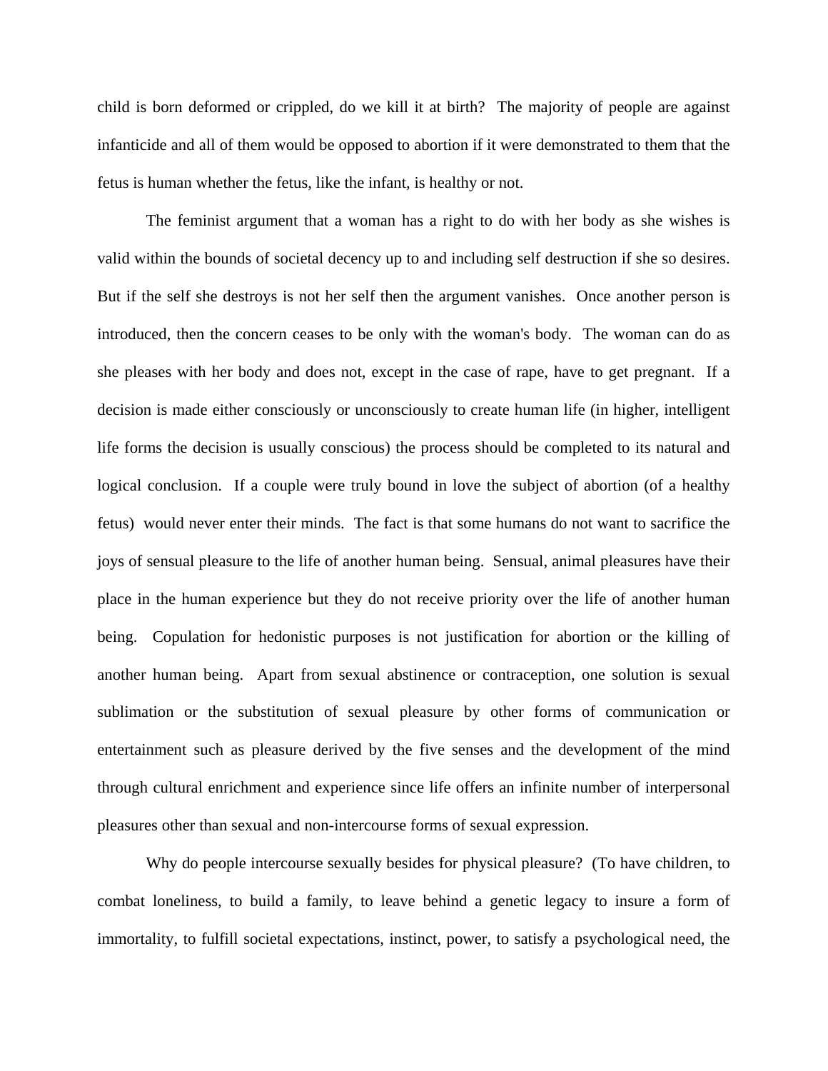child is born deformed or crippled, do we kill it at birth? The majority of people are against infanticide and all of them would be opposed to abortion if it were demonstrated to them that the fetus is human whether the fetus, like the infant, is healthy or not.

The feminist argument that a woman has a right to do with her body as she wishes is valid within the bounds of societal decency up to and including self destruction if she so desires. But if the self she destroys is not her self then the argument vanishes. Once another person is introduced, then the concern ceases to be only with the woman's body. The woman can do as she pleases with her body and does not, except in the case of rape, have to get pregnant. If a decision is made either consciously or unconsciously to create human life (in higher, intelligent life forms the decision is usually conscious) the process should be completed to its natural and logical conclusion. If a couple were truly bound in love the subject of abortion (of a healthy fetus) would never enter their minds. The fact is that some humans do not want to sacrifice the joys of sensual pleasure to the life of another human being. Sensual, animal pleasures have their place in the human experience but they do not receive priority over the life of another human being. Copulation for hedonistic purposes is not justification for abortion or the killing of another human being. Apart from sexual abstinence or contraception, one solution is sexual sublimation or the substitution of sexual pleasure by other forms of communication or entertainment such as pleasure derived by the five senses and the development of the mind through cultural enrichment and experience since life offers an infinite number of interpersonal pleasures other than sexual and non-intercourse forms of sexual expression.

Why do people intercourse sexually besides for physical pleasure? (To have children, to combat loneliness, to build a family, to leave behind a genetic legacy to insure a form of immortality, to fulfill societal expectations, instinct, power, to satisfy a psychological need, the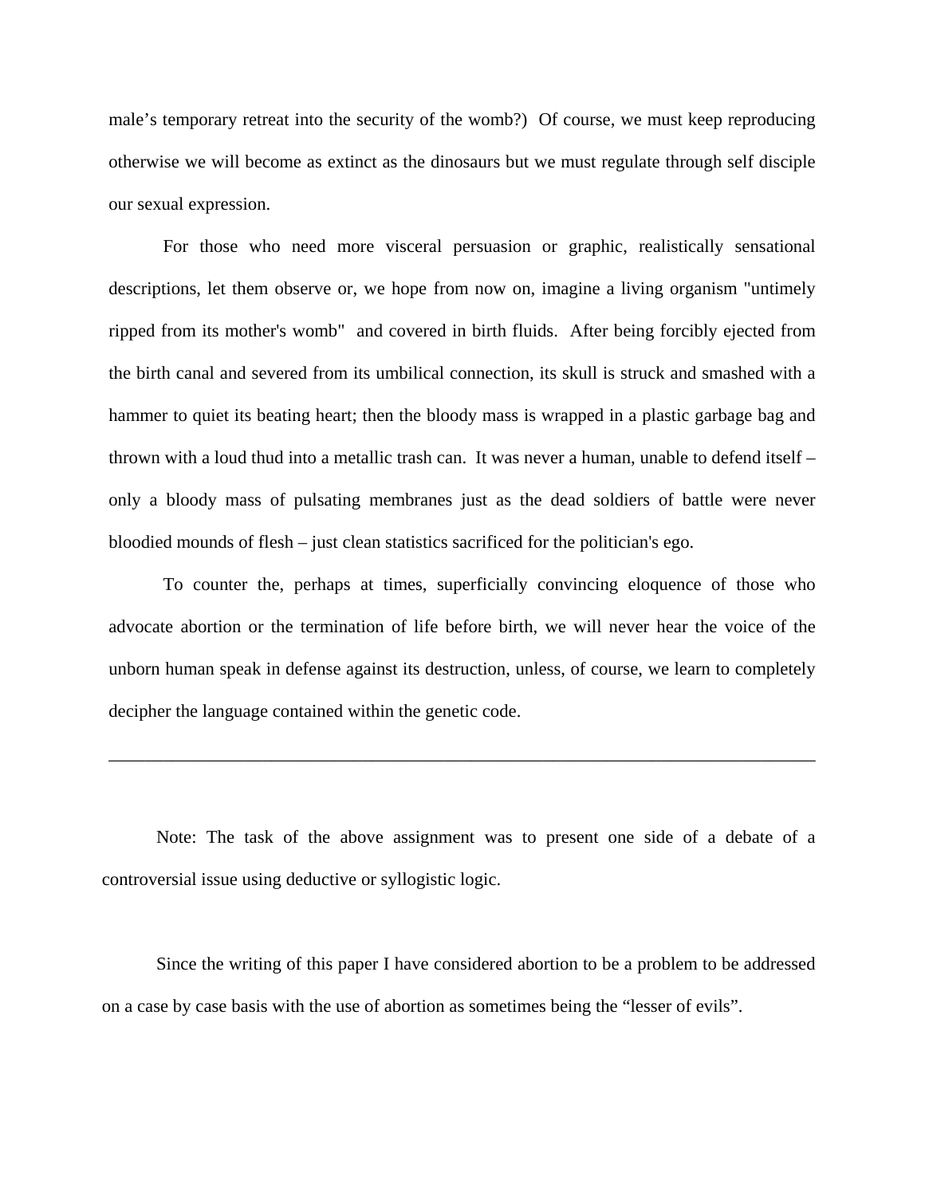male's temporary retreat into the security of the womb?) Of course, we must keep reproducing otherwise we will become as extinct as the dinosaurs but we must regulate through self disciple our sexual expression.

For those who need more visceral persuasion or graphic, realistically sensational descriptions, let them observe or, we hope from now on, imagine a living organism "untimely ripped from its mother's womb" and covered in birth fluids. After being forcibly ejected from the birth canal and severed from its umbilical connection, its skull is struck and smashed with a hammer to quiet its beating heart; then the bloody mass is wrapped in a plastic garbage bag and thrown with a loud thud into a metallic trash can. It was never a human, unable to defend itself – only a bloody mass of pulsating membranes just as the dead soldiers of battle were never bloodied mounds of flesh – just clean statistics sacrificed for the politician's ego.

To counter the, perhaps at times, superficially convincing eloquence of those who advocate abortion or the termination of life before birth, we will never hear the voice of the unborn human speak in defense against its destruction, unless, of course, we learn to completely decipher the language contained within the genetic code.

---

Note: The task of the above assignment was to present one side of a debate of a controversial issue using deductive or syllogistic logic.

Since the writing of this paper I have considered abortion to be a problem to be addressed on a case by case basis with the use of abortion as sometimes being the "lesser of evils".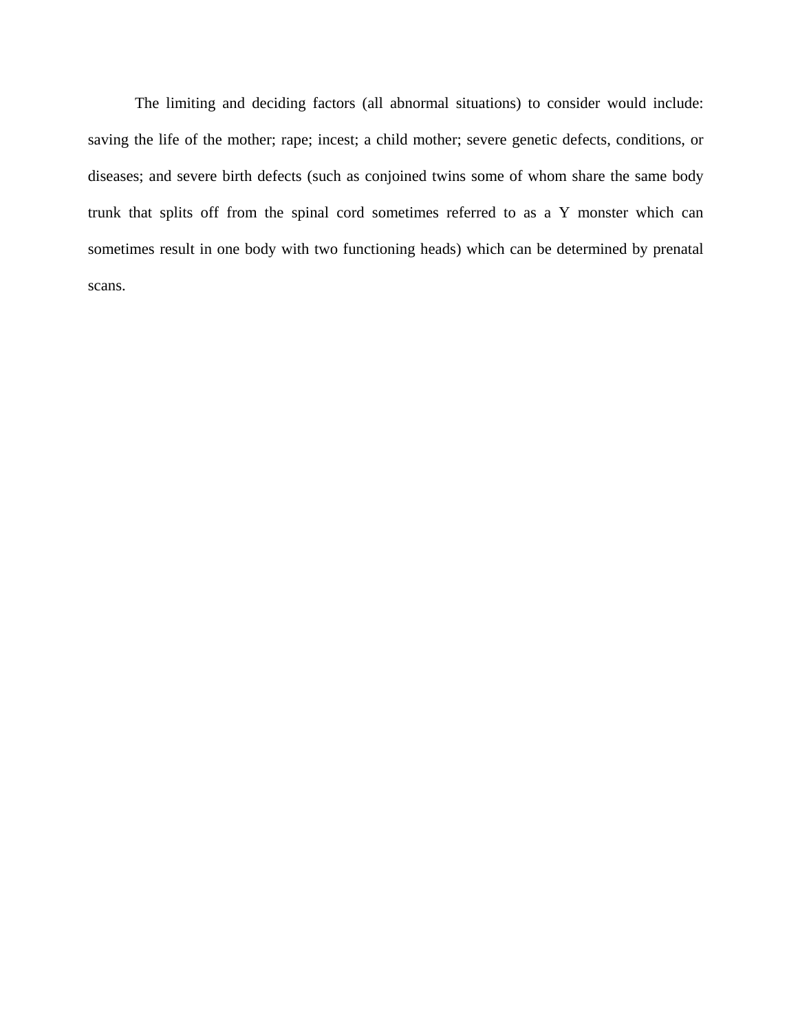The limiting and deciding factors (all abnormal situations) to consider would include: saving the life of the mother; rape; incest; a child mother; severe genetic defects, conditions, or diseases; and severe birth defects (such as conjoined twins some of whom share the same body trunk that splits off from the spinal cord sometimes referred to as a Y monster which can sometimes result in one body with two functioning heads) which can be determined by prenatal scans.